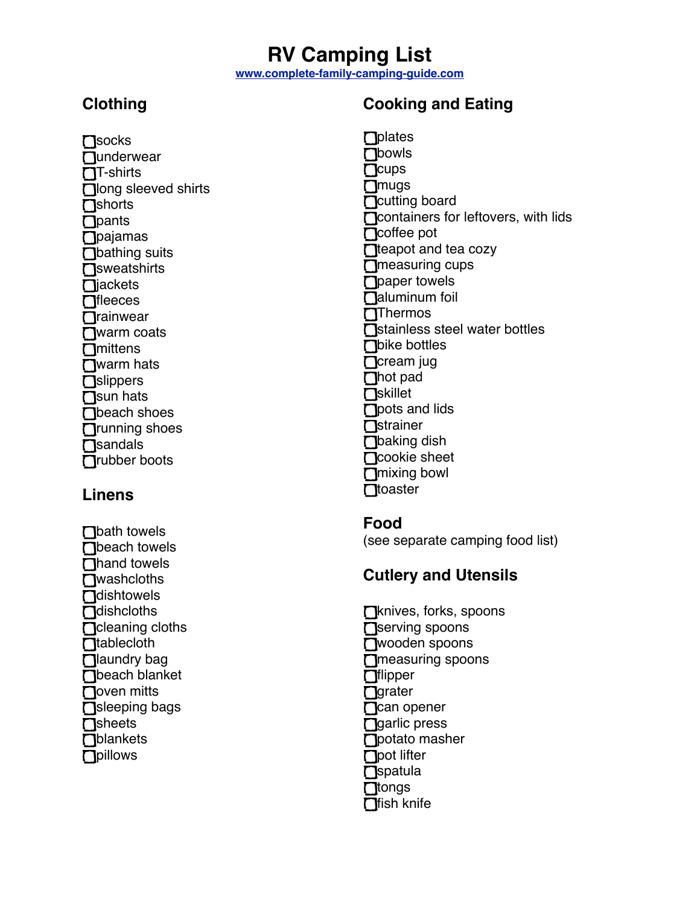# RV Camping List

www.complete-family-camping-guide.com

## Clothing

- [ ] socks
- [ ] underwear
- [ ] T-shirts
- [ ] long sleeved shirts
- [ ] shorts
- [ ] pants
- [ ] pajamas
- [ ] bathing suits
- [ ] sweatshirts
- [ ] jackets
- [ ] fleeces
- [ ] rainwear
- [ ] warm coats
- [ ] mittens
- [ ] warm hats
- [ ] slippers
- [ ] sun hats
- [ ] beach shoes
- [ ] running shoes
- [ ] sandals
- [ ] rubber boots

## Linens

- [ ] bath towels
- [ ] beach towels
- [ ] hand towels
- [ ] washcloths
- [ ] dishtowels
- [ ] dishcloths
- [ ] cleaning cloths
- [ ] tablecloth
- [ ] laundry bag
- [ ] beach blanket
- [ ] oven mitts
- [ ] sleeping bags
- [ ] sheets
- [ ] blankets
- [ ] pillows

## Cooking and Eating

- [ ] plates
- [ ] bowls
- [ ] cups
- [ ] mugs
- [ ] cutting board
- [ ] containers for leftovers, with lids
- [ ] coffee pot
- [ ] teapot and tea cozy
- [ ] measuring cups
- [ ] paper towels
- [ ] aluminum foil
- [ ] Thermos
- [ ] stainless steel water bottles
- [ ] bike bottles
- [ ] cream jug
- [ ] hot pad
- [ ] skillet
- [ ] pots and lids
- [ ] strainer
- [ ] baking dish
- [ ] cookie sheet
- [ ] mixing bowl
- [ ] toaster

## Food

(see separate camping food list)

## Cutlery and Utensils

- [ ] knives, forks, spoons
- [ ] serving spoons
- [ ] wooden spoons
- [ ] measuring spoons
- [ ] flipper
- [ ] grater
- [ ] can opener
- [ ] garlic press
- [ ] potato masher
- [ ] pot lifter
- [ ] spatula
- [ ] tongs
- [ ] fish knife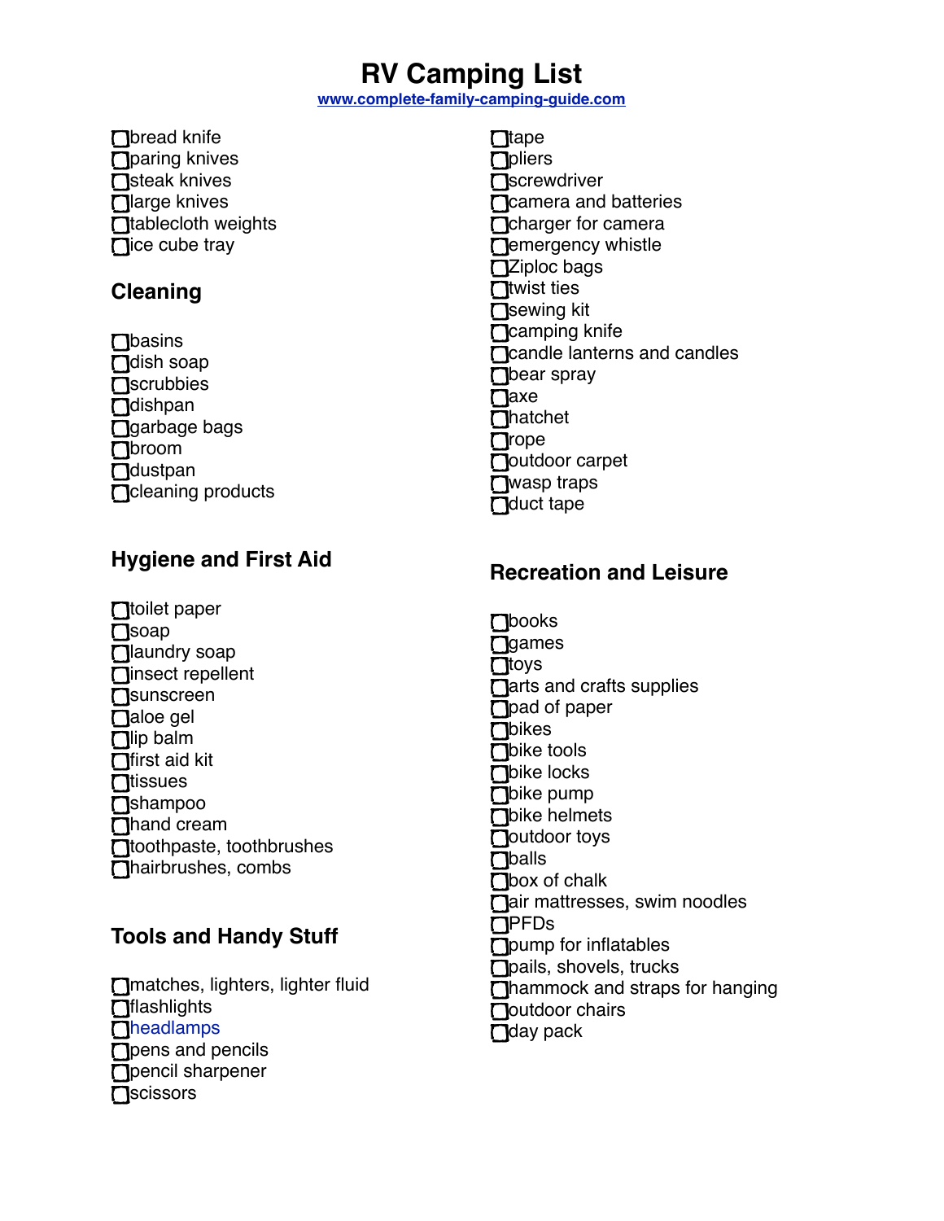# RV Camping List

www.complete-family-camping-guide.com

- ❑ bread knife
- ❑ paring knives
- ❑ steak knives
- ❑ large knives
- ❑ tablecloth weights
- ❑ ice cube tray

## Cleaning

- ❑ basins
- ❑ dish soap
- ❑ scrubbies
- ❑ dishpan
- ❑ garbage bags
- ❑ broom
- ❑ dustpan
- ❑ cleaning products

## Hygiene and First Aid

- ❑ toilet paper
- ❑ soap
- ❑ laundry soap
- ❑ insect repellent
- ❑ sunscreen
- ❑ aloe gel
- ❑ lip balm
- ❑ first aid kit
- ❑ tissues
- ❑ shampoo
- ❑ hand cream
- ❑ toothpaste, toothbrushes
- ❑ hairbrushes, combs

## Tools and Handy Stuff

- ❑ matches, lighters, lighter fluid
- ❑ flashlights
- ❑ headlamps
- ❑ pens and pencils
- ❑ pencil sharpener
- ❑ scissors
- ❑ tape
- ❑ pliers
- ❑ screwdriver
- ❑ camera and batteries
- ❑ charger for camera
- ❑ emergency whistle
- ❑ Ziploc bags
- ❑ twist ties
- ❑ sewing kit
- ❑ camping knife
- ❑ candle lanterns and candles
- ❑ bear spray
- ❑ axe
- ❑ hatchet
- ❑ rope
- ❑ outdoor carpet
- ❑ wasp traps
- ❑ duct tape

## Recreation and Leisure

- ❑ books
- ❑ games
- ❑ toys
- ❑ arts and crafts supplies
- ❑ pad of paper
- ❑ bikes
- ❑ bike tools
- ❑ bike locks
- ❑ bike pump
- ❑ bike helmets
- ❑ outdoor toys
- ❑ balls
- ❑ box of chalk
- ❑ air mattresses, swim noodles
- ❑ PFDs
- ❑ pump for inflatables
- ❑ pails, shovels, trucks
- ❑ hammock and straps for hanging
- ❑ outdoor chairs
- ❑ day pack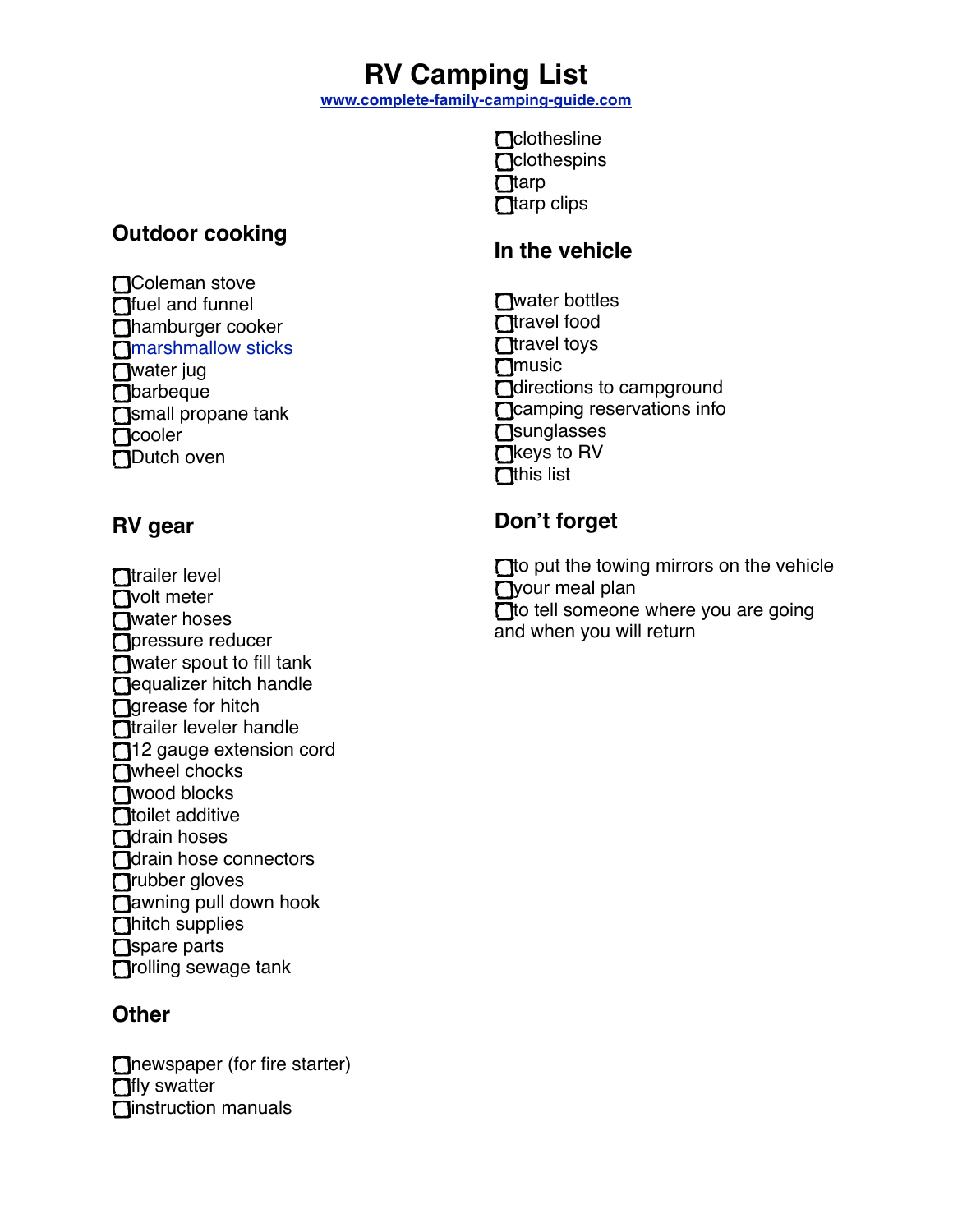# RV Camping List

www.complete-family-camping-guide.com

## Outdoor cooking

- [ ] Coleman stove
- [ ] fuel and funnel
- [ ] hamburger cooker
- [ ] marshmallow sticks
- [ ] water jug
- [ ] barbeque
- [ ] small propane tank
- [ ] cooler
- [ ] Dutch oven

## RV gear

- [ ] trailer level
- [ ] volt meter
- [ ] water hoses
- [ ] pressure reducer
- [ ] water spout to fill tank
- [ ] equalizer hitch handle
- [ ] grease for hitch
- [ ] trailer leveler handle
- [ ] 12 gauge extension cord
- [ ] wheel chocks
- [ ] wood blocks
- [ ] toilet additive
- [ ] drain hoses
- [ ] drain hose connectors
- [ ] rubber gloves
- [ ] awning pull down hook
- [ ] hitch supplies
- [ ] spare parts
- [ ] rolling sewage tank

## Other

- [ ] newspaper (for fire starter)
- [ ] fly swatter
- [ ] instruction manuals
- [ ] clothesline
- [ ] clothespins
- [ ] tarp
- [ ] tarp clips

## In the vehicle

- [ ] water bottles
- [ ] travel food
- [ ] travel toys
- [ ] music
- [ ] directions to campground
- [ ] camping reservations info
- [ ] sunglasses
- [ ] keys to RV
- [ ] this list

## Don't forget

- [ ] to put the towing mirrors on the vehicle
- [ ] your meal plan
- [ ] to tell someone where you are going and when you will return